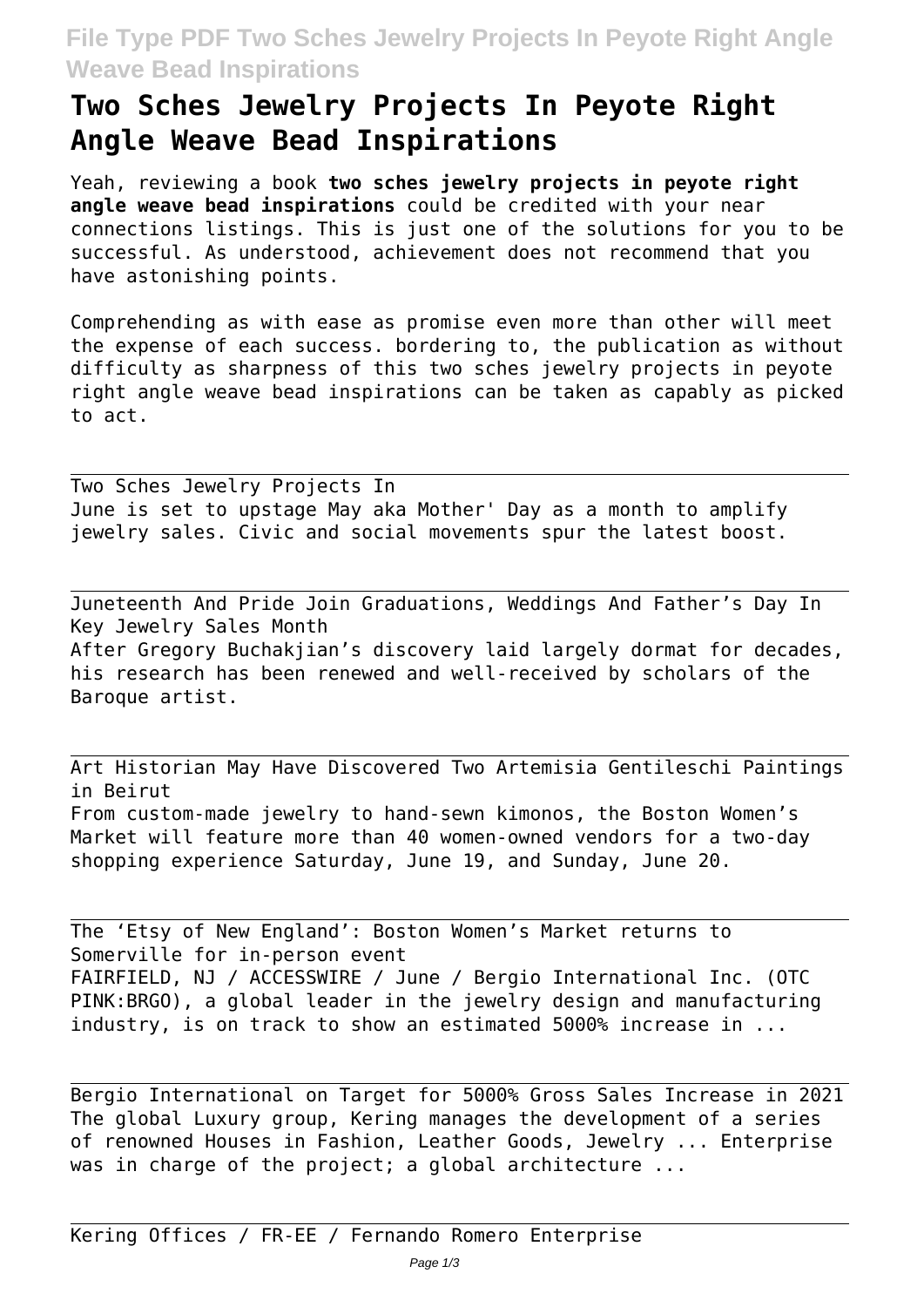# Two Sches Jewelry Projects In Peyote Right Angle Weave Bead Inspirations

Yeah, reviewing a book **two sches jewelry projects in peyote right angle weave bead inspirations** could be credited with your near connections listings. This is just one of the solutions for you to be successful. As understood, achievement does not recommend that you have astonishing points.

Comprehending as with ease as promise even more than other will meet the expense of each success. bordering to, the publication as without difficulty as sharpness of this two sches jewelry projects in peyote right angle weave bead inspirations can be taken as capably as picked to act.

## Two Sches Jewelry Projects In

June is set to upstage May aka Mother' Day as a month to amplify jewelry sales. Civic and social movements spur the latest boost.

## Juneteenth And Pride Join Graduations, Weddings And Father's Day In Key Jewelry Sales Month

After Gregory Buchakjian's discovery laid largely dormat for decades, his research has been renewed and well-received by scholars of the Baroque artist.

## Art Historian May Have Discovered Two Artemisia Gentileschi Paintings in Beirut

From custom-made jewelry to hand-sewn kimonos, the Boston Women's Market will feature more than 40 women-owned vendors for a two-day shopping experience Saturday, June 19, and Sunday, June 20.

## The 'Etsy of New England': Boston Women's Market returns to Somerville for in-person event

FAIRFIELD, NJ / ACCESSWIRE / June / Bergio International Inc. (OTC PINK:BRGO), a global leader in the jewelry design and manufacturing industry, is on track to show an estimated 5000% increase in ...

## Bergio International on Target for 5000% Gross Sales Increase in 2021

The global Luxury group, Kering manages the development of a series of renowned Houses in Fashion, Leather Goods, Jewelry ... Enterprise was in charge of the project; a global architecture ...

## Kering Offices / FR-EE / Fernando Romero Enterprise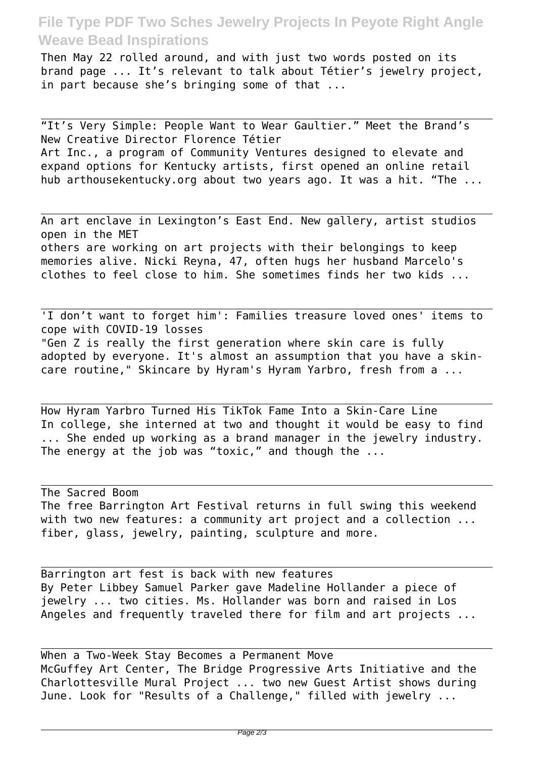Then May 22 rolled around, and with just two words posted on its brand page ... It's relevant to talk about Tétier's jewelry project, in part because she's bringing some of that ...

---

"It's Very Simple: People Want to Wear Gaultier." Meet the Brand's New Creative Director Florence Tétier

Art Inc., a program of Community Ventures designed to elevate and expand options for Kentucky artists, first opened an online retail hub arthousekentucky.org about two years ago. It was a hit. "The ...

---

An art enclave in Lexington's East End. New gallery, artist studios open in the MET

others are working on art projects with their belongings to keep memories alive. Nicki Reyna, 47, often hugs her husband Marcelo's clothes to feel close to him. She sometimes finds her two kids ...

---

'I don't want to forget him': Families treasure loved ones' items to cope with COVID-19 losses

"Gen Z is really the first generation where skin care is fully adopted by everyone. It's almost an assumption that you have a skin-care routine," Skincare by Hyram's Hyram Yarbro, fresh from a ...

---

How Hyram Yarbro Turned His TikTok Fame Into a Skin-Care Line

In college, she interned at two and thought it would be easy to find ... She ended up working as a brand manager in the jewelry industry. The energy at the job was "toxic," and though the ...

---

The Sacred Boom

The free Barrington Art Festival returns in full swing this weekend with two new features: a community art project and a collection ... fiber, glass, jewelry, painting, sculpture and more.

---

Barrington art fest is back with new features

By Peter Libbey Samuel Parker gave Madeline Hollander a piece of jewelry ... two cities. Ms. Hollander was born and raised in Los Angeles and frequently traveled there for film and art projects ...

---

When a Two-Week Stay Becomes a Permanent Move

McGuffey Art Center, The Bridge Progressive Arts Initiative and the Charlottesville Mural Project ... two new Guest Artist shows during June. Look for "Results of a Challenge," filled with jewelry ...

---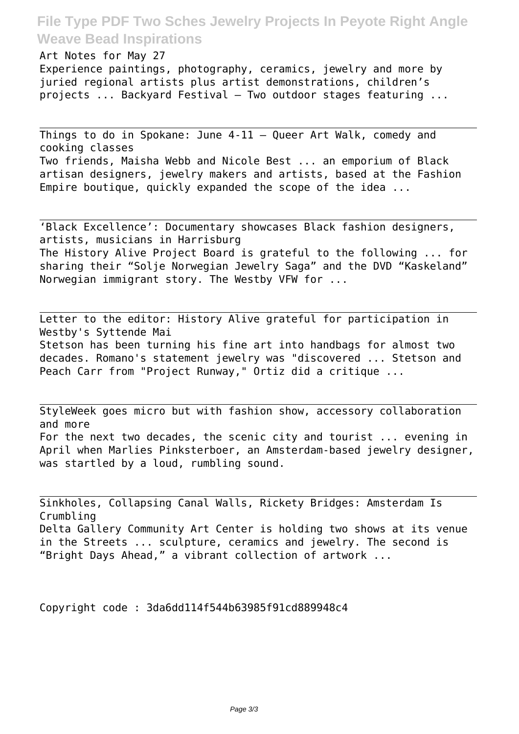Art Notes for May 27

Experience paintings, photography, ceramics, jewelry and more by juried regional artists plus artist demonstrations, children's projects ... Backyard Festival – Two outdoor stages featuring ...

---

Things to do in Spokane: June 4-11 – Queer Art Walk, comedy and cooking classes

Two friends, Maisha Webb and Nicole Best ... an emporium of Black artisan designers, jewelry makers and artists, based at the Fashion Empire boutique, quickly expanded the scope of the idea ...

---

'Black Excellence': Documentary showcases Black fashion designers, artists, musicians in Harrisburg

The History Alive Project Board is grateful to the following ... for sharing their "Solje Norwegian Jewelry Saga" and the DVD "Kaskeland" Norwegian immigrant story. The Westby VFW for ...

---

Letter to the editor: History Alive grateful for participation in Westby's Syttende Mai

Stetson has been turning his fine art into handbags for almost two decades. Romano's statement jewelry was "discovered ... Stetson and Peach Carr from "Project Runway," Ortiz did a critique ...

---

StyleWeek goes micro but with fashion show, accessory collaboration and more

For the next two decades, the scenic city and tourist ... evening in April when Marlies Pinksterboer, an Amsterdam-based jewelry designer, was startled by a loud, rumbling sound.

---

Sinkholes, Collapsing Canal Walls, Rickety Bridges: Amsterdam Is Crumbling

Delta Gallery Community Art Center is holding two shows at its venue in the Streets ... sculpture, ceramics and jewelry. The second is "Bright Days Ahead," a vibrant collection of artwork ...

Copyright code : 3da6dd114f544b63985f91cd889948c4